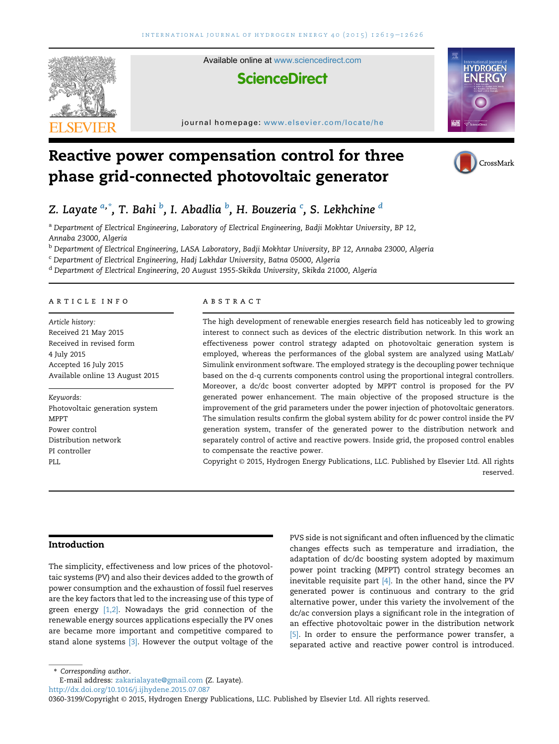# Reactive power compensation control for three phase grid-connected photovoltaic generator

Z. Layate [a,*], T. Bahi [b], I. Abadlia [b], H. Bouzeria [c], S. Lekhchine [d]

[a] Department of Electrical Engineering, Laboratory of Electrical Engineering, Badji Mokhtar University, BP 12, Annaba 23000, Algeria

[b] Department of Electrical Engineering, LASA Laboratory, Badji Mokhtar University, BP 12, Annaba 23000, Algeria

[c] Department of Electrical Engineering, Hadj Lakhdar University, Batna 05000, Algeria

[d] Department of Electrical Engineering, 20 August 1955-Skikda University, Skikda 21000, Algeria

## ARTICLE INFO

*Article history:*
Received 21 May 2015
Received in revised form
4 July 2015
Accepted 16 July 2015
Available online 13 August 2015

*Keywords:*
Photovoltaic generation system
MPPT
Power control
Distribution network
PI controller
PLL

## ABSTRACT

The high development of renewable energies research field has noticeably led to growing interest to connect such as devices of the electric distribution network. In this work an effectiveness power control strategy adapted on photovoltaic generation system is employed, whereas the performances of the global system are analyzed using MatLab/Simulink environment software. The employed strategy is the decoupling power technique based on the d-q currents components control using the proportional integral controllers. Moreover, a dc/dc boost converter adopted by MPPT control is proposed for the PV generated power enhancement. The main objective of the proposed structure is the improvement of the grid parameters under the power injection of photovoltaic generators. The simulation results confirm the global system ability for dc power control inside the PV generation system, transfer of the generated power to the distribution network and separately control of active and reactive powers. Inside grid, the proposed control enables to compensate the reactive power.

Copyright © 2015, Hydrogen Energy Publications, LLC. Published by Elsevier Ltd. All rights reserved.

## Introduction

The simplicity, effectiveness and low prices of the photovoltaic systems (PV) and also their devices added to the growth of power consumption and the exhaustion of fossil fuel reserves are the key factors that led to the increasing use of this type of green energy [1,2]. Nowadays the grid connection of the renewable energy sources applications especially the PV ones are became more important and competitive compared to stand alone systems [3]. However the output voltage of the PVS side is not significant and often influenced by the climatic changes effects such as temperature and irradiation, the adaptation of dc/dc boosting system adopted by maximum power point tracking (MPPT) control strategy becomes an inevitable requisite part [4]. In the other hand, since the PV generated power is continuous and contrary to the grid alternative power, under this variety the involvement of the dc/ac conversion plays a significant role in the integration of an effective photovoltaic power in the distribution network [5]. In order to ensure the performance power transfer, a separated active and reactive power control is introduced.

\* Corresponding author.
E-mail address: zakarialayate@gmail.com (Z. Layate).
http://dx.doi.org/10.1016/j.ijhydene.2015.07.087
0360-3199/Copyright © 2015, Hydrogen Energy Publications, LLC. Published by Elsevier Ltd. All rights reserved.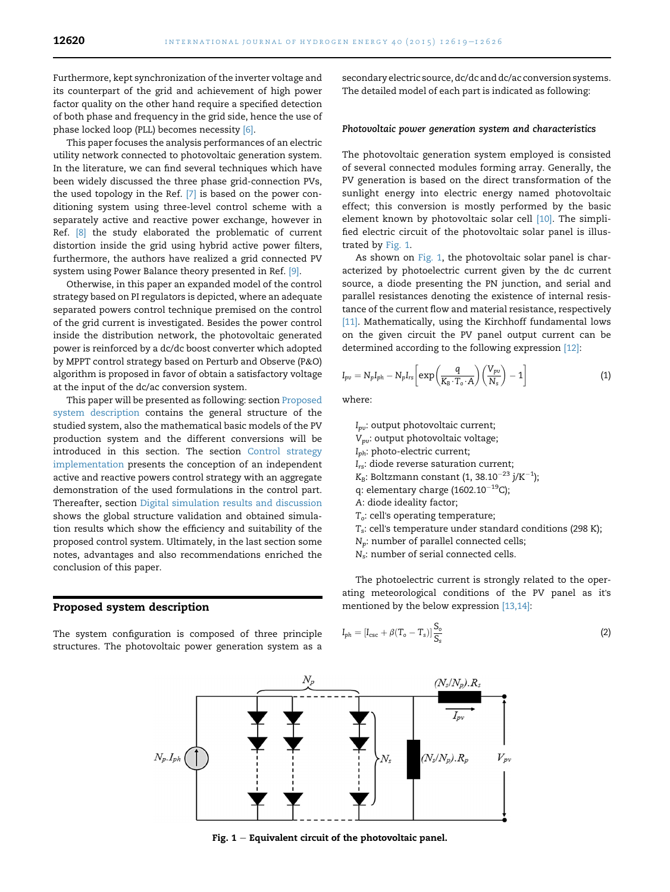Furthermore, kept synchronization of the inverter voltage and its counterpart of the grid and achievement of high power factor quality on the other hand require a specified detection of both phase and frequency in the grid side, hence the use of phase locked loop (PLL) becomes necessity [6].

This paper focuses the analysis performances of an electric utility network connected to photovoltaic generation system. In the literature, we can find several techniques which have been widely discussed the three phase grid-connection PVs, the used topology in the Ref. [7] is based on the power conditioning system using three-level control scheme with a separately active and reactive power exchange, however in Ref. [8] the study elaborated the problematic of current distortion inside the grid using hybrid active power filters, furthermore, the authors have realized a grid connected PV system using Power Balance theory presented in Ref. [9].

Otherwise, in this paper an expanded model of the control strategy based on PI regulators is depicted, where an adequate separated powers control technique premised on the control of the grid current is investigated. Besides the power control inside the distribution network, the photovoltaic generated power is reinforced by a dc/dc boost converter which adopted by MPPT control strategy based on Perturb and Observe (P&O) algorithm is proposed in favor of obtain a satisfactory voltage at the input of the dc/ac conversion system.

This paper will be presented as following: section Proposed system description contains the general structure of the studied system, also the mathematical basic models of the PV production system and the different conversions will be introduced in this section. The section Control strategy implementation presents the conception of an independent active and reactive powers control strategy with an aggregate demonstration of the used formulations in the control part. Thereafter, section Digital simulation results and discussion shows the global structure validation and obtained simulation results which show the efficiency and suitability of the proposed control system. Ultimately, in the last section some notes, advantages and also recommendations enriched the conclusion of this paper.

## Proposed system description

The system configuration is composed of three principle structures. The photovoltaic power generation system as a secondary electric source, dc/dc and dc/ac conversion systems. The detailed model of each part is indicated as following:

### *Photovoltaic power generation system and characteristics*

The photovoltaic generation system employed is consisted of several connected modules forming array. Generally, the PV generation is based on the direct transformation of the sunlight energy into electric energy named photovoltaic effect; this conversion is mostly performed by the basic element known by photovoltaic solar cell [10]. The simplified electric circuit of the photovoltaic solar panel is illustrated by Fig. 1.

As shown on Fig. 1, the photovoltaic solar panel is characterized by photoelectric current given by the dc current source, a diode presenting the PN junction, and serial and parallel resistances denoting the existence of internal resistance of the current flow and material resistance, respectively [11]. Mathematically, using the Kirchhoff fundamental lows on the given circuit the PV panel output current can be determined according to the following expression [12]:

$$I_{pv} = N_p I_{ph} - N_p I_{rs}\left[\exp\left(\frac{q}{K_B \cdot T_o \cdot A}\right)\left(\frac{V_{pv}}{N_s}\right) - 1\right] \tag{1}$$

where:

- $I_{pv}$: output photovoltaic current;
- $V_{pv}$: output photovoltaic voltage;
- $I_{ph}$: photo-electric current;
- $I_{rs}$: diode reverse saturation current;
- $K_B$: Boltzmann constant (1, 38.10$^{-23}$ j/K$^{-1}$);
- q: elementary charge (1602.10$^{-19}$C);
- A: diode ideality factor;
- $T_o$: cell's operating temperature;
- $T_s$: cell's temperature under standard conditions (298 K);
- $N_p$: number of parallel connected cells;
- $N_s$: number of serial connected cells.

The photoelectric current is strongly related to the operating meteorological conditions of the PV panel as it's mentioned by the below expression [13,14]:

$$I_{ph} = [I_{csc} + \beta(T_o - T_s)]\frac{S_o}{S_s} \tag{2}$$

$N_p$

$(N_s/N_p).R_s$

$I_{pv}$

$N_p.I_{ph}$

$N_s$

$(N_s/N_p).R_p$

$V_{pv}$

**Fig. 1 – Equivalent circuit of the photovoltaic panel.**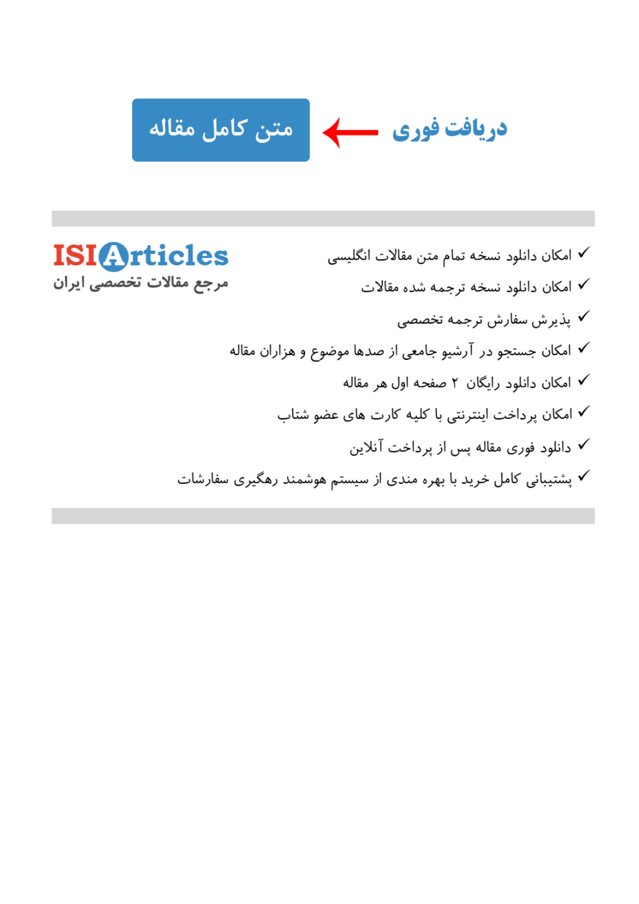دریافت فوری ← متن کامل مقاله

**ISIArticles**
مرجع مقالات تخصصی ایران

- ✓ امکان دانلود نسخه تمام متن مقالات انگلیسی
- ✓ امکان دانلود نسخه ترجمه شده مقالات
- ✓ پذیرش سفارش ترجمه تخصصی
- ✓ امکان جستجو در آرشیو جامعی از صدها موضوع و هزاران مقاله
- ✓ امکان دانلود رایگان ۲ صفحه اول هر مقاله
- ✓ امکان پرداخت اینترنتی با کلیه کارت های عضو شتاب
- ✓ دانلود فوری مقاله پس از پرداخت آنلاین
- ✓ پشتیبانی کامل خرید با بهره مندی از سیستم هوشمند رهگیری سفارشات